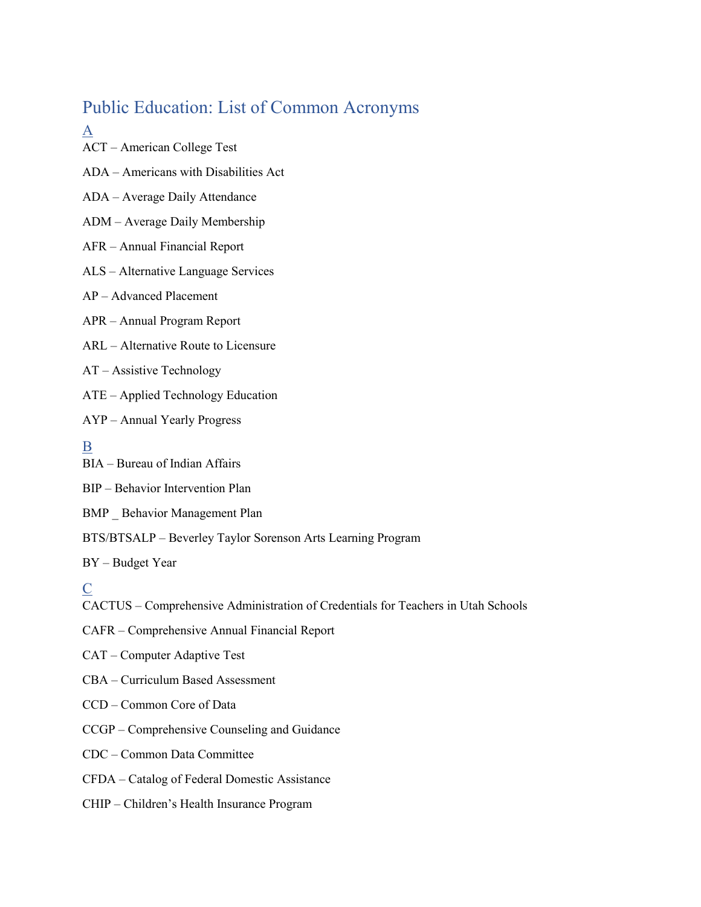# Public Education: List of Common Acronyms

## A

ACT – American College Test

ADA – Americans with Disabilities Act

ADA – Average Daily Attendance

ADM – Average Daily Membership

AFR – Annual Financial Report

ALS – Alternative Language Services

AP – Advanced Placement

APR – Annual Program Report

ARL – Alternative Route to Licensure

AT – Assistive Technology

ATE – Applied Technology Education

AYP – Annual Yearly Progress

## B

BIA – Bureau of Indian Affairs

BIP – Behavior Intervention Plan

BMP _ Behavior Management Plan

BTS/BTSALP – Beverley Taylor Sorenson Arts Learning Program

BY – Budget Year

## C

CACTUS – Comprehensive Administration of Credentials for Teachers in Utah Schools

CAFR – Comprehensive Annual Financial Report

CAT – Computer Adaptive Test

CBA – Curriculum Based Assessment

CCD – Common Core of Data

CCGP – Comprehensive Counseling and Guidance

CDC – Common Data Committee

CFDA – Catalog of Federal Domestic Assistance

CHIP – Children's Health Insurance Program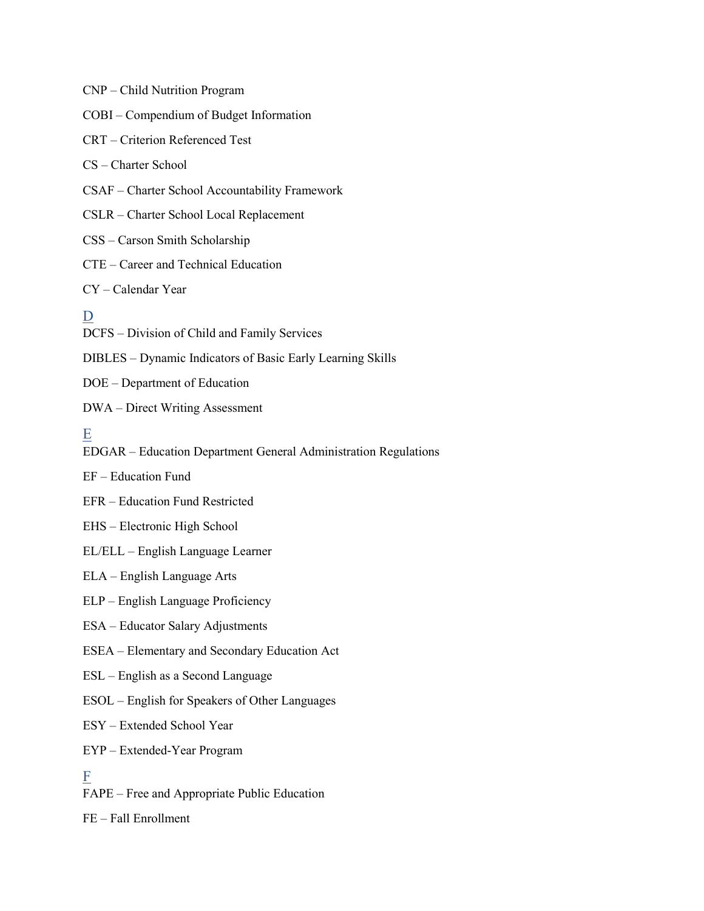CNP – Child Nutrition Program

COBI – Compendium of Budget Information

CRT – Criterion Referenced Test

CS – Charter School

CSAF – Charter School Accountability Framework

CSLR – Charter School Local Replacement

CSS – Carson Smith Scholarship

CTE – Career and Technical Education

CY – Calendar Year

## D

DCFS – Division of Child and Family Services

DIBLES – Dynamic Indicators of Basic Early Learning Skills

DOE – Department of Education

DWA – Direct Writing Assessment

## E

EDGAR – Education Department General Administration Regulations

EF – Education Fund

EFR – Education Fund Restricted

EHS – Electronic High School

EL/ELL – English Language Learner

ELA – English Language Arts

ELP – English Language Proficiency

ESA – Educator Salary Adjustments

ESEA – Elementary and Secondary Education Act

ESL – English as a Second Language

ESOL – English for Speakers of Other Languages

ESY – Extended School Year

EYP – Extended-Year Program

## F

FAPE – Free and Appropriate Public Education

FE – Fall Enrollment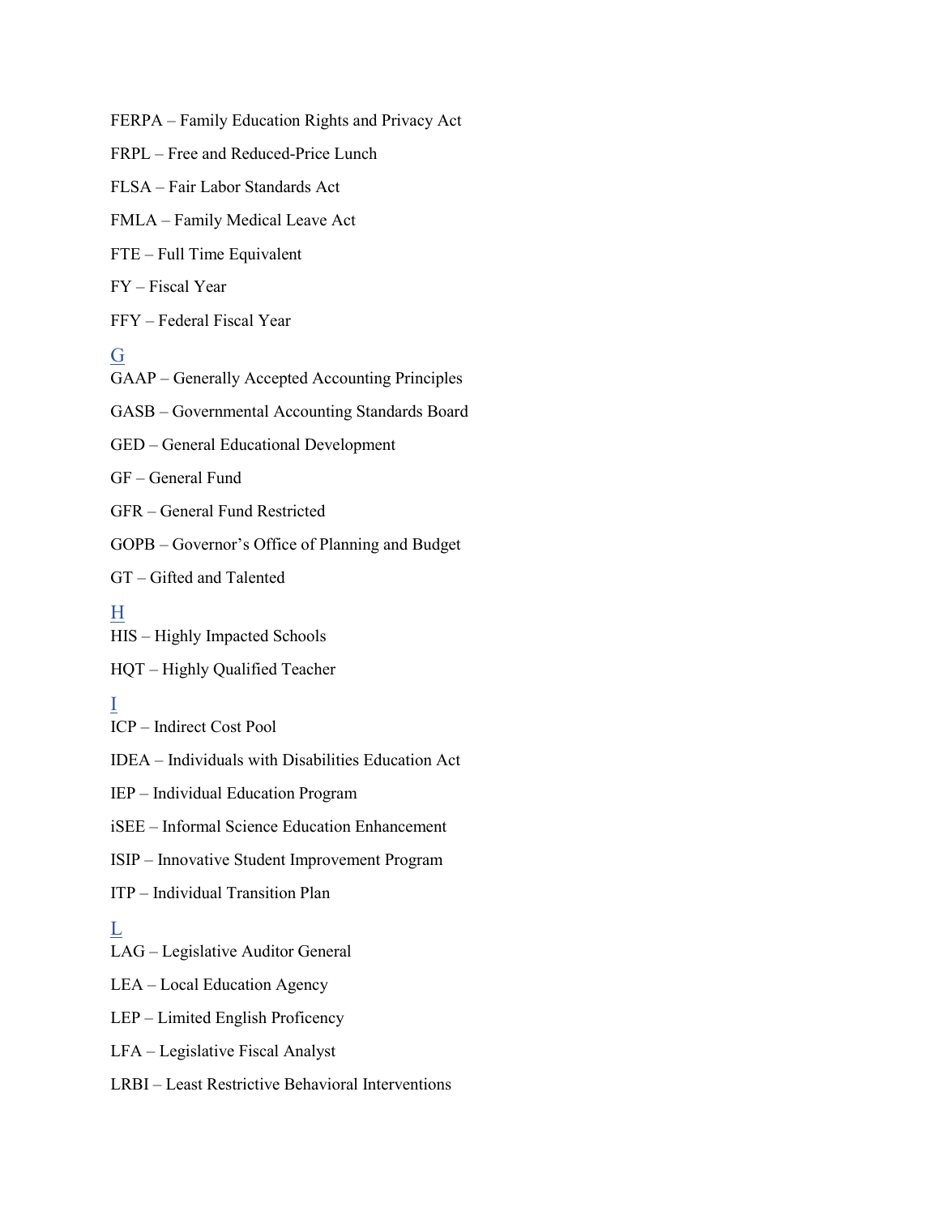FERPA – Family Education Rights and Privacy Act

FRPL – Free and Reduced-Price Lunch

FLSA – Fair Labor Standards Act

FMLA – Family Medical Leave Act

FTE – Full Time Equivalent

FY – Fiscal Year

FFY – Federal Fiscal Year

## G

GAAP – Generally Accepted Accounting Principles

GASB – Governmental Accounting Standards Board

GED – General Educational Development

GF – General Fund

GFR – General Fund Restricted

GOPB – Governor's Office of Planning and Budget

GT – Gifted and Talented

## H

HIS – Highly Impacted Schools

HQT – Highly Qualified Teacher

## I

ICP – Indirect Cost Pool

IDEA – Individuals with Disabilities Education Act

IEP – Individual Education Program

iSEE – Informal Science Education Enhancement

ISIP – Innovative Student Improvement Program

ITP – Individual Transition Plan

## L

LAG – Legislative Auditor General

LEA – Local Education Agency

LEP – Limited English Proficency

LFA – Legislative Fiscal Analyst

LRBI – Least Restrictive Behavioral Interventions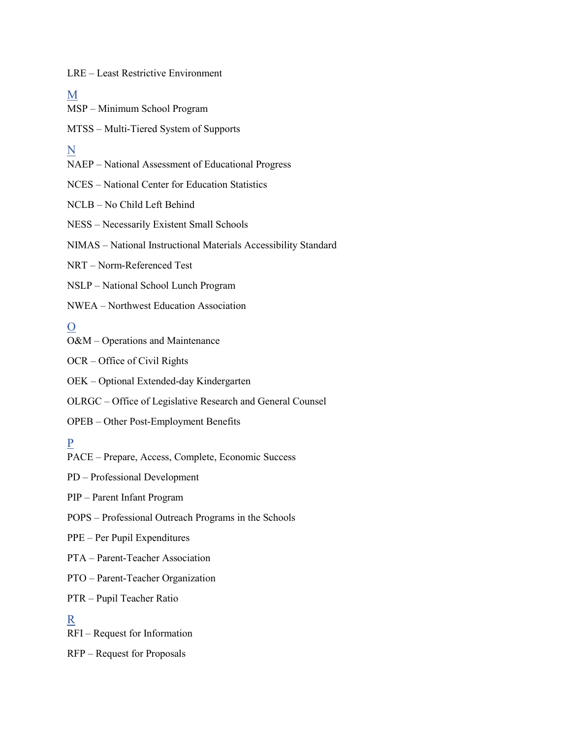LRE – Least Restrictive Environment

## M

MSP – Minimum School Program

MTSS – Multi-Tiered System of Supports

## N

NAEP – National Assessment of Educational Progress

NCES – National Center for Education Statistics

NCLB – No Child Left Behind

NESS – Necessarily Existent Small Schools

NIMAS – National Instructional Materials Accessibility Standard

NRT – Norm-Referenced Test

NSLP – National School Lunch Program

NWEA – Northwest Education Association

## O

O&M – Operations and Maintenance

OCR – Office of Civil Rights

OEK – Optional Extended-day Kindergarten

OLRGC – Office of Legislative Research and General Counsel

OPEB – Other Post-Employment Benefits

## P

PACE – Prepare, Access, Complete, Economic Success

PD – Professional Development

PIP – Parent Infant Program

POPS – Professional Outreach Programs in the Schools

PPE – Per Pupil Expenditures

PTA – Parent-Teacher Association

PTO – Parent-Teacher Organization

PTR – Pupil Teacher Ratio

## R

RFI – Request for Information

RFP – Request for Proposals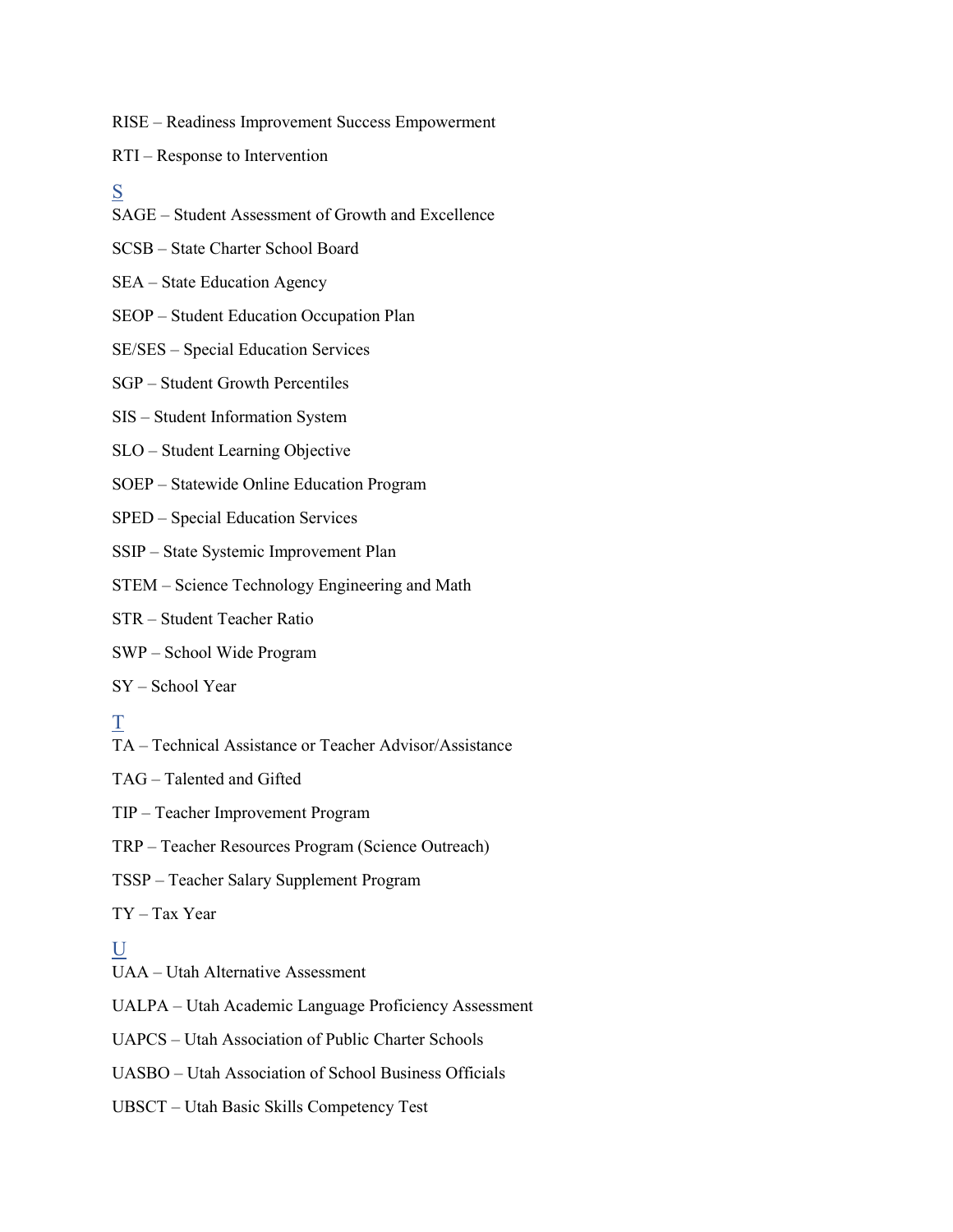RISE – Readiness Improvement Success Empowerment

RTI – Response to Intervention

## S

SAGE – Student Assessment of Growth and Excellence

SCSB – State Charter School Board

SEA – State Education Agency

SEOP – Student Education Occupation Plan

SE/SES – Special Education Services

SGP – Student Growth Percentiles

SIS – Student Information System

SLO – Student Learning Objective

SOEP – Statewide Online Education Program

SPED – Special Education Services

SSIP – State Systemic Improvement Plan

STEM – Science Technology Engineering and Math

STR – Student Teacher Ratio

SWP – School Wide Program

SY – School Year

## T

TA – Technical Assistance or Teacher Advisor/Assistance

TAG – Talented and Gifted

TIP – Teacher Improvement Program

TRP – Teacher Resources Program (Science Outreach)

TSSP – Teacher Salary Supplement Program

TY – Tax Year

## U

UAA – Utah Alternative Assessment

UALPA – Utah Academic Language Proficiency Assessment

UAPCS – Utah Association of Public Charter Schools

UASBO – Utah Association of School Business Officials

UBSCT – Utah Basic Skills Competency Test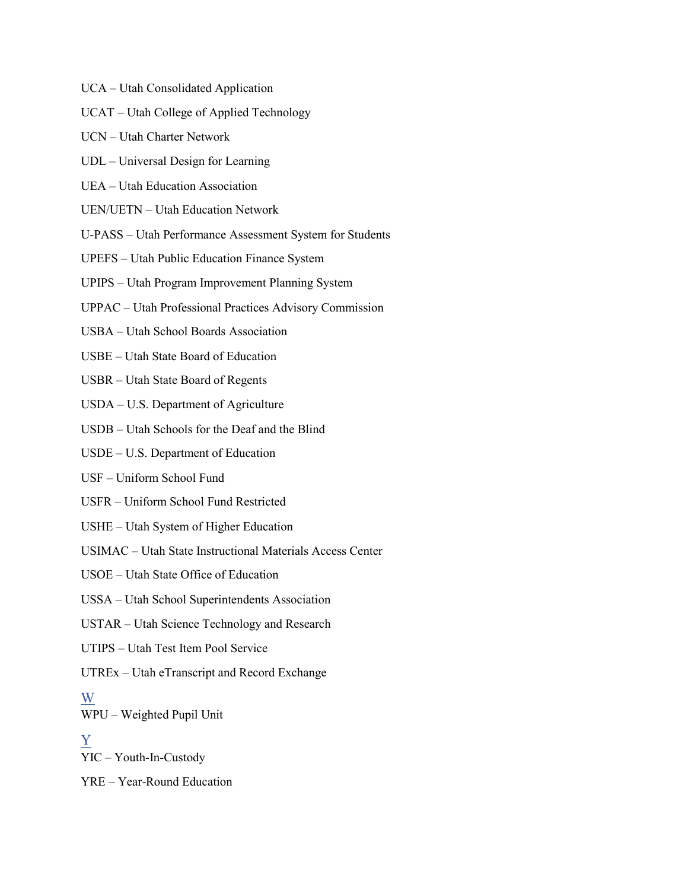UCA – Utah Consolidated Application

UCAT – Utah College of Applied Technology

UCN – Utah Charter Network

UDL – Universal Design for Learning

UEA – Utah Education Association

UEN/UETN – Utah Education Network

U-PASS – Utah Performance Assessment System for Students

UPEFS – Utah Public Education Finance System

UPIPS – Utah Program Improvement Planning System

UPPAC – Utah Professional Practices Advisory Commission

USBA – Utah School Boards Association

USBE – Utah State Board of Education

USBR – Utah State Board of Regents

USDA – U.S. Department of Agriculture

USDB – Utah Schools for the Deaf and the Blind

USDE – U.S. Department of Education

USF – Uniform School Fund

USFR – Uniform School Fund Restricted

USHE – Utah System of Higher Education

USIMAC – Utah State Instructional Materials Access Center

USOE – Utah State Office of Education

USSA – Utah School Superintendents Association

USTAR – Utah Science Technology and Research

UTIPS – Utah Test Item Pool Service

UTREx – Utah eTranscript and Record Exchange

## W

WPU – Weighted Pupil Unit

## Y

YIC – Youth-In-Custody

YRE – Year-Round Education